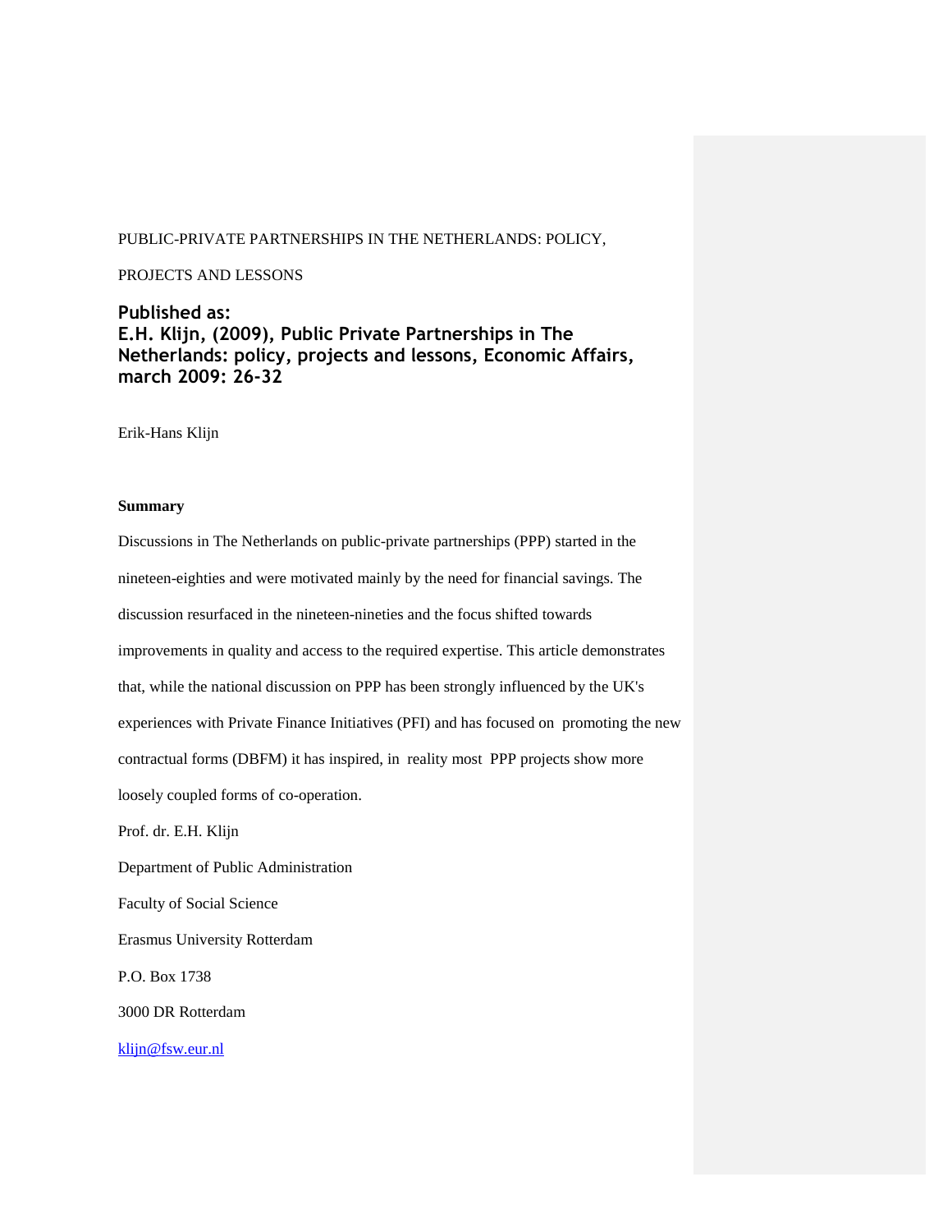PUBLIC-PRIVATE PARTNERSHIPS IN THE NETHERLANDS: POLICY,

PROJECTS AND LESSONS

**Published as:**
**E.H. Klijn, (2009), Public Private Partnerships in The Netherlands: policy, projects and lessons, Economic Affairs, march 2009: 26-32**

Erik-Hans Klijn

**Summary**

Discussions in The Netherlands on public-private partnerships (PPP) started in the nineteen-eighties and were motivated mainly by the need for financial savings. The discussion resurfaced in the nineteen-nineties and the focus shifted towards improvements in quality and access to the required expertise. This article demonstrates that, while the national discussion on PPP has been strongly influenced by the UK's experiences with Private Finance Initiatives (PFI) and has focused on promoting the new contractual forms (DBFM) it has inspired, in reality most PPP projects show more loosely coupled forms of co-operation.

Prof. dr. E.H. Klijn

Department of Public Administration

Faculty of Social Science

Erasmus University Rotterdam

P.O. Box 1738

3000 DR Rotterdam

klijn@fsw.eur.nl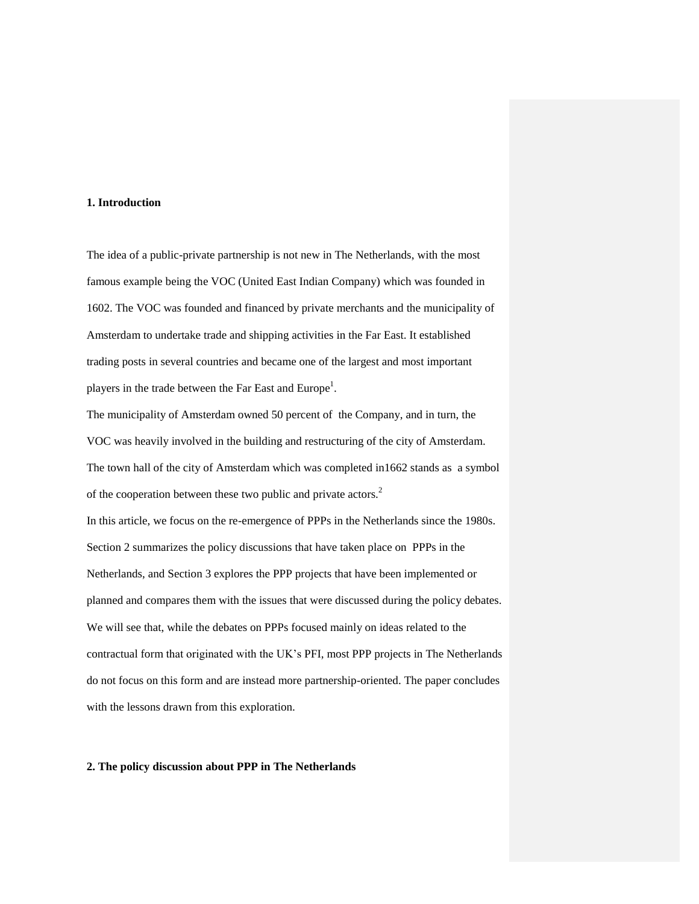## 1. Introduction

The idea of a public-private partnership is not new in The Netherlands, with the most famous example being the VOC (United East Indian Company) which was founded in 1602. The VOC was founded and financed by private merchants and the municipality of Amsterdam to undertake trade and shipping activities in the Far East. It established trading posts in several countries and became one of the largest and most important players in the trade between the Far East and Europe[1].

The municipality of Amsterdam owned 50 percent of the Company, and in turn, the VOC was heavily involved in the building and restructuring of the city of Amsterdam. The town hall of the city of Amsterdam which was completed in1662 stands as a symbol of the cooperation between these two public and private actors.[2]

In this article, we focus on the re-emergence of PPPs in the Netherlands since the 1980s. Section 2 summarizes the policy discussions that have taken place on PPPs in the Netherlands, and Section 3 explores the PPP projects that have been implemented or planned and compares them with the issues that were discussed during the policy debates. We will see that, while the debates on PPPs focused mainly on ideas related to the contractual form that originated with the UK's PFI, most PPP projects in The Netherlands do not focus on this form and are instead more partnership-oriented. The paper concludes with the lessons drawn from this exploration.

## 2. The policy discussion about PPP in The Netherlands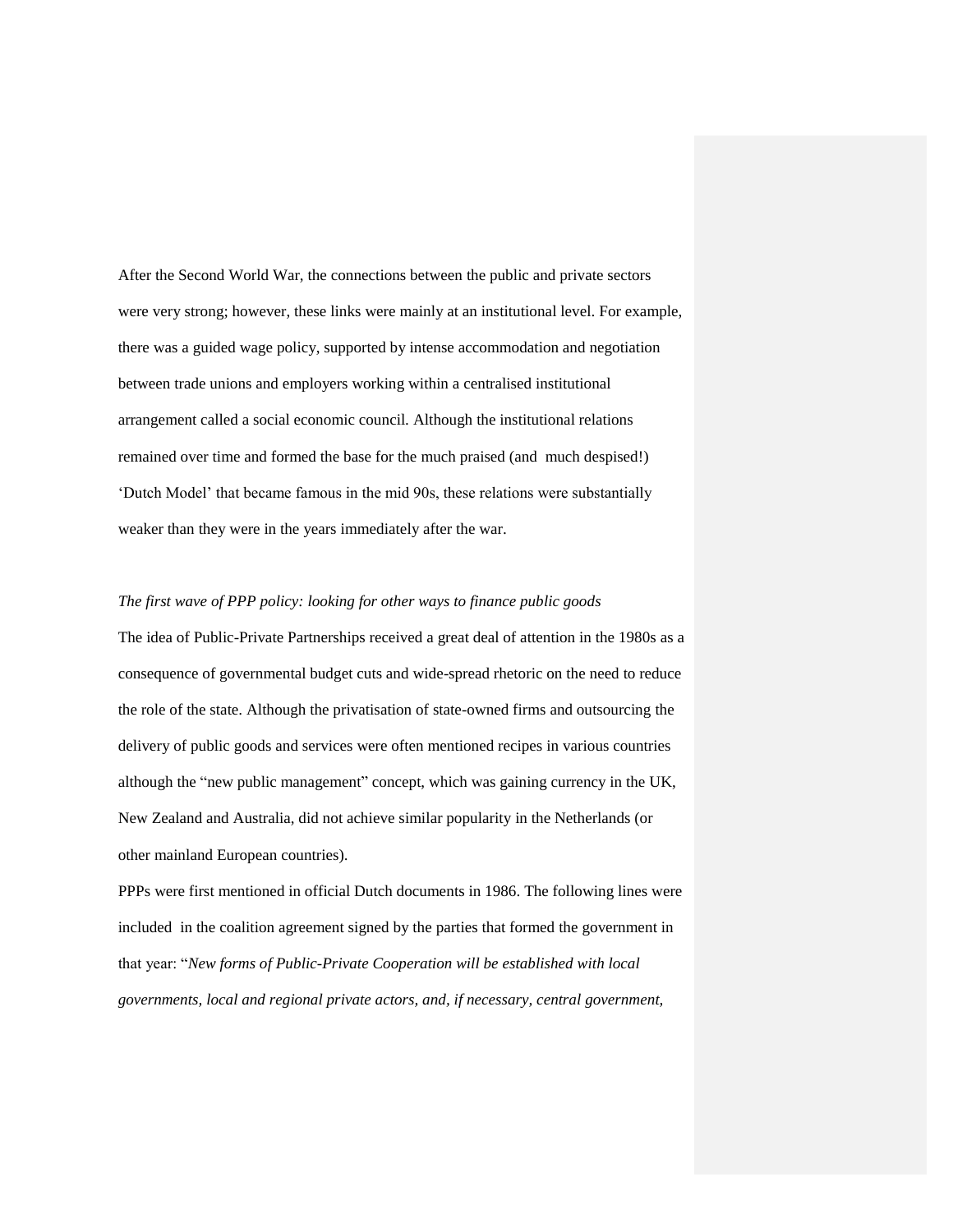After the Second World War, the connections between the public and private sectors were very strong; however, these links were mainly at an institutional level. For example, there was a guided wage policy, supported by intense accommodation and negotiation between trade unions and employers working within a centralised institutional arrangement called a social economic council. Although the institutional relations remained over time and formed the base for the much praised (and much despised!) 'Dutch Model' that became famous in the mid 90s, these relations were substantially weaker than they were in the years immediately after the war.

*The first wave of PPP policy: looking for other ways to finance public goods*

The idea of Public-Private Partnerships received a great deal of attention in the 1980s as a consequence of governmental budget cuts and wide-spread rhetoric on the need to reduce the role of the state. Although the privatisation of state-owned firms and outsourcing the delivery of public goods and services were often mentioned recipes in various countries although the "new public management" concept, which was gaining currency in the UK, New Zealand and Australia, did not achieve similar popularity in the Netherlands (or other mainland European countries).

PPPs were first mentioned in official Dutch documents in 1986. The following lines were included in the coalition agreement signed by the parties that formed the government in that year: "*New forms of Public-Private Cooperation will be established with local governments, local and regional private actors, and, if necessary, central government,*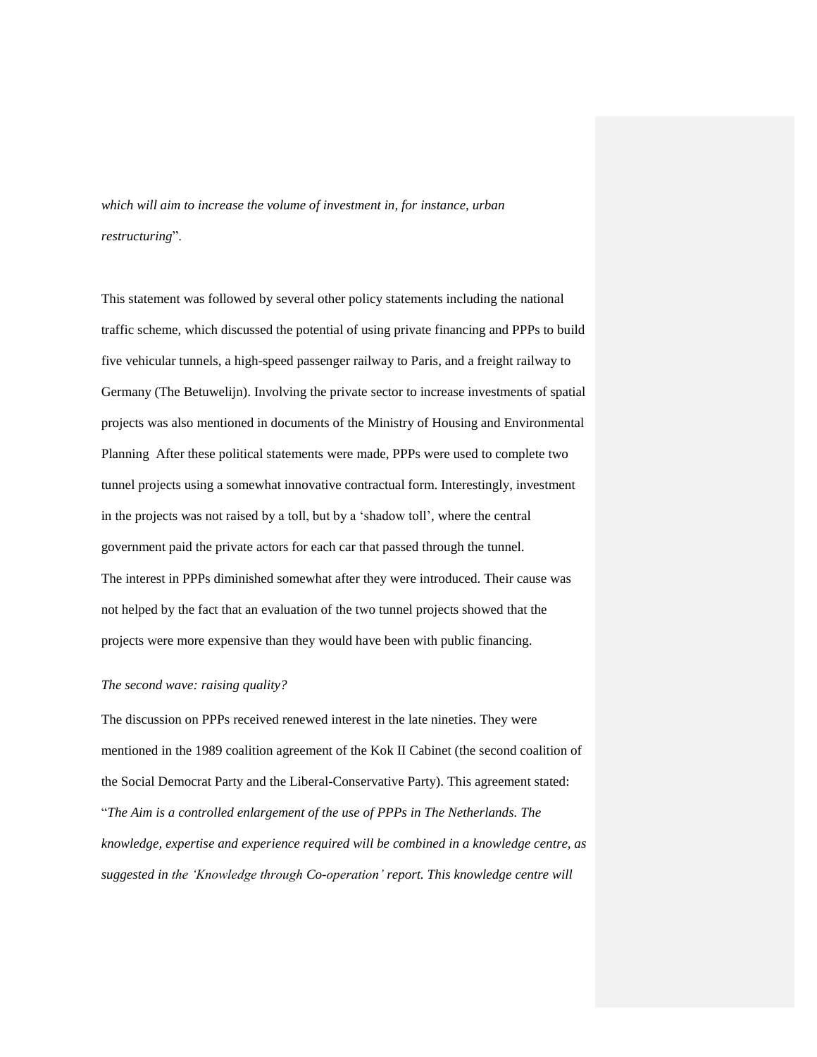*which will aim to increase the volume of investment in, for instance, urban restructuring*".

This statement was followed by several other policy statements including the national traffic scheme, which discussed the potential of using private financing and PPPs to build five vehicular tunnels, a high-speed passenger railway to Paris, and a freight railway to Germany (The Betuwelijn). Involving the private sector to increase investments of spatial projects was also mentioned in documents of the Ministry of Housing and Environmental Planning  After these political statements were made, PPPs were used to complete two tunnel projects using a somewhat innovative contractual form. Interestingly, investment in the projects was not raised by a toll, but by a 'shadow toll', where the central government paid the private actors for each car that passed through the tunnel.
The interest in PPPs diminished somewhat after they were introduced. Their cause was not helped by the fact that an evaluation of the two tunnel projects showed that the projects were more expensive than they would have been with public financing.

*The second wave: raising quality?*

The discussion on PPPs received renewed interest in the late nineties. They were mentioned in the 1989 coalition agreement of the Kok II Cabinet (the second coalition of the Social Democrat Party and the Liberal-Conservative Party). This agreement stated: "*The Aim is a controlled enlargement of the use of PPPs in The Netherlands. The knowledge, expertise and experience required will be combined in a knowledge centre, as suggested in the 'Knowledge through Co-operation' report. This knowledge centre will*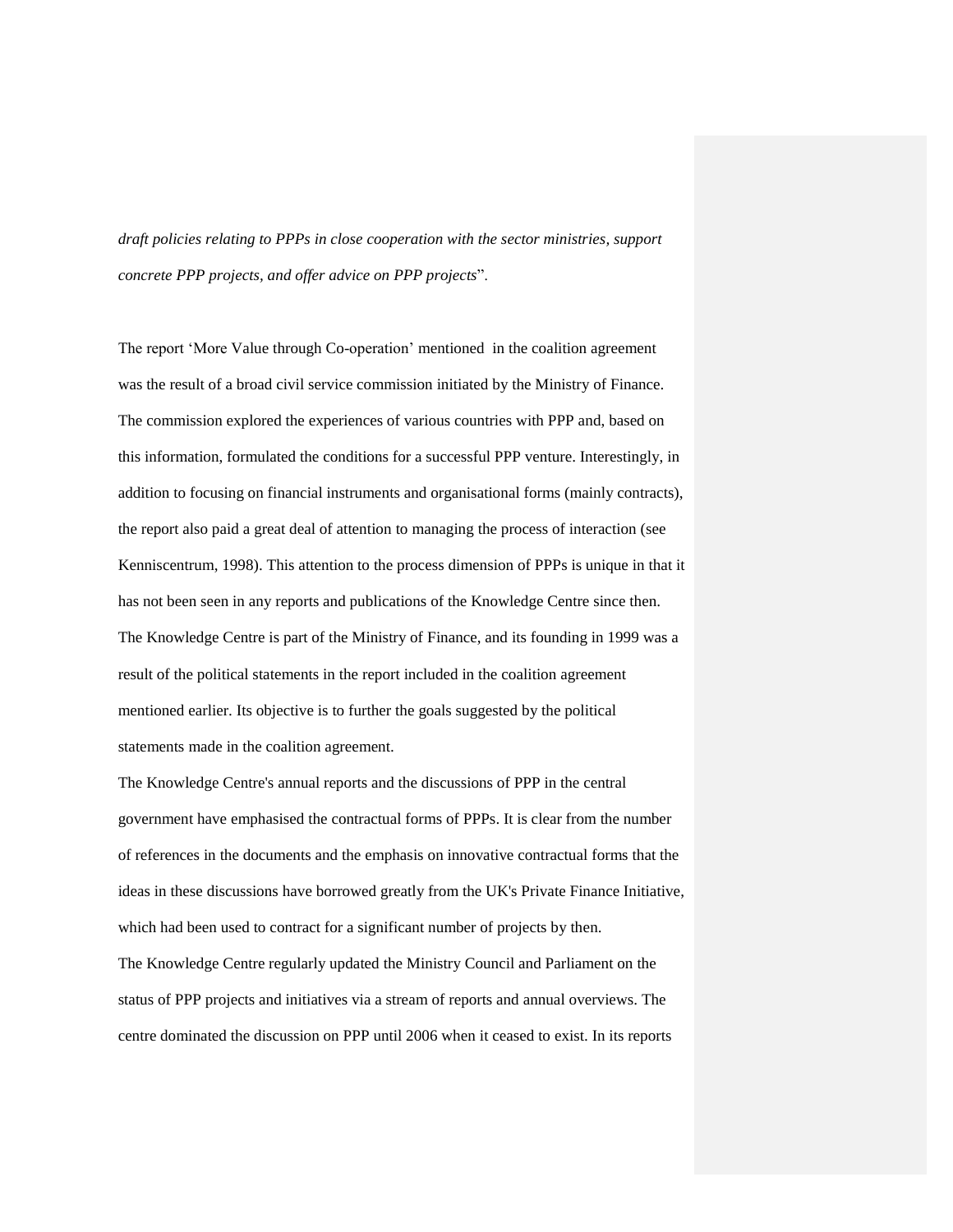*draft policies relating to PPPs in close cooperation with the sector ministries, support concrete PPP projects, and offer advice on PPP projects*".

The report 'More Value through Co-operation' mentioned in the coalition agreement was the result of a broad civil service commission initiated by the Ministry of Finance. The commission explored the experiences of various countries with PPP and, based on this information, formulated the conditions for a successful PPP venture. Interestingly, in addition to focusing on financial instruments and organisational forms (mainly contracts), the report also paid a great deal of attention to managing the process of interaction (see Kenniscentrum, 1998). This attention to the process dimension of PPPs is unique in that it has not been seen in any reports and publications of the Knowledge Centre since then. The Knowledge Centre is part of the Ministry of Finance, and its founding in 1999 was a result of the political statements in the report included in the coalition agreement mentioned earlier. Its objective is to further the goals suggested by the political statements made in the coalition agreement.

The Knowledge Centre's annual reports and the discussions of PPP in the central government have emphasised the contractual forms of PPPs. It is clear from the number of references in the documents and the emphasis on innovative contractual forms that the ideas in these discussions have borrowed greatly from the UK's Private Finance Initiative, which had been used to contract for a significant number of projects by then.

The Knowledge Centre regularly updated the Ministry Council and Parliament on the status of PPP projects and initiatives via a stream of reports and annual overviews. The centre dominated the discussion on PPP until 2006 when it ceased to exist. In its reports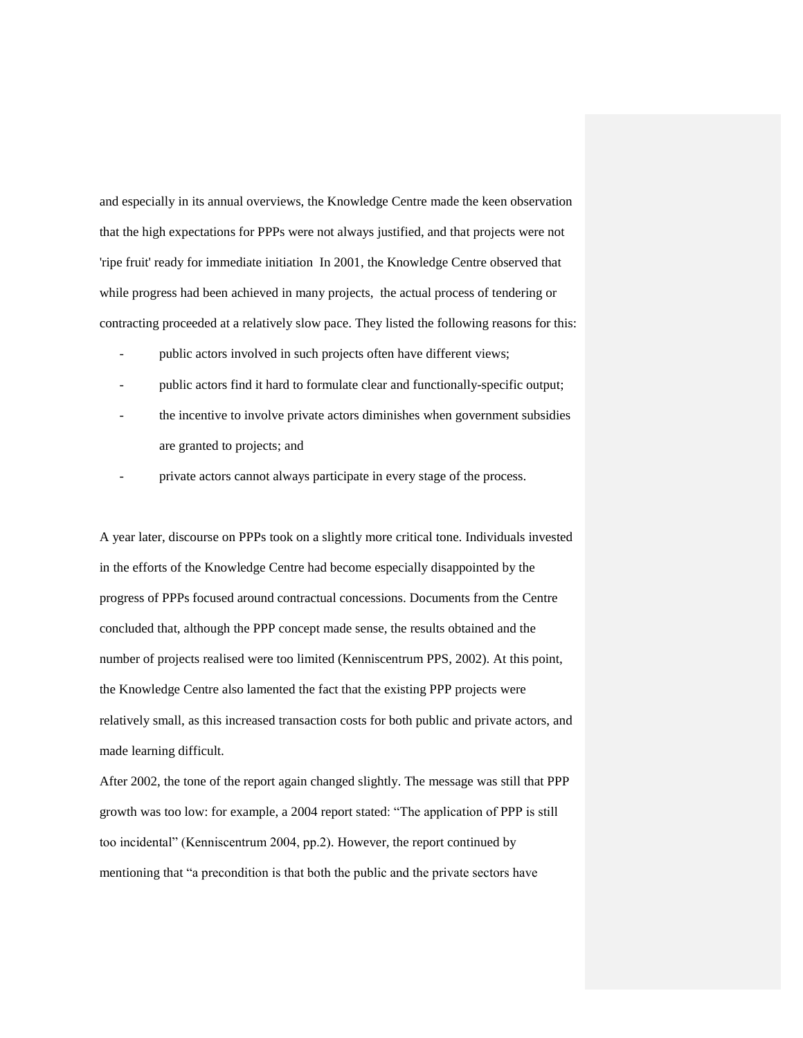and especially in its annual overviews, the Knowledge Centre made the keen observation that the high expectations for PPPs were not always justified, and that projects were not 'ripe fruit' ready for immediate initiation  In 2001, the Knowledge Centre observed that while progress had been achieved in many projects,  the actual process of tendering or contracting proceeded at a relatively slow pace. They listed the following reasons for this:

- public actors involved in such projects often have different views;
- public actors find it hard to formulate clear and functionally-specific output;
- the incentive to involve private actors diminishes when government subsidies are granted to projects; and
- private actors cannot always participate in every stage of the process.

A year later, discourse on PPPs took on a slightly more critical tone. Individuals invested in the efforts of the Knowledge Centre had become especially disappointed by the progress of PPPs focused around contractual concessions. Documents from the Centre concluded that, although the PPP concept made sense, the results obtained and the number of projects realised were too limited (Kenniscentrum PPS, 2002). At this point, the Knowledge Centre also lamented the fact that the existing PPP projects were relatively small, as this increased transaction costs for both public and private actors, and made learning difficult.

After 2002, the tone of the report again changed slightly. The message was still that PPP growth was too low: for example, a 2004 report stated: “The application of PPP is still too incidental” (Kenniscentrum 2004, pp.2). However, the report continued by mentioning that “a precondition is that both the public and the private sectors have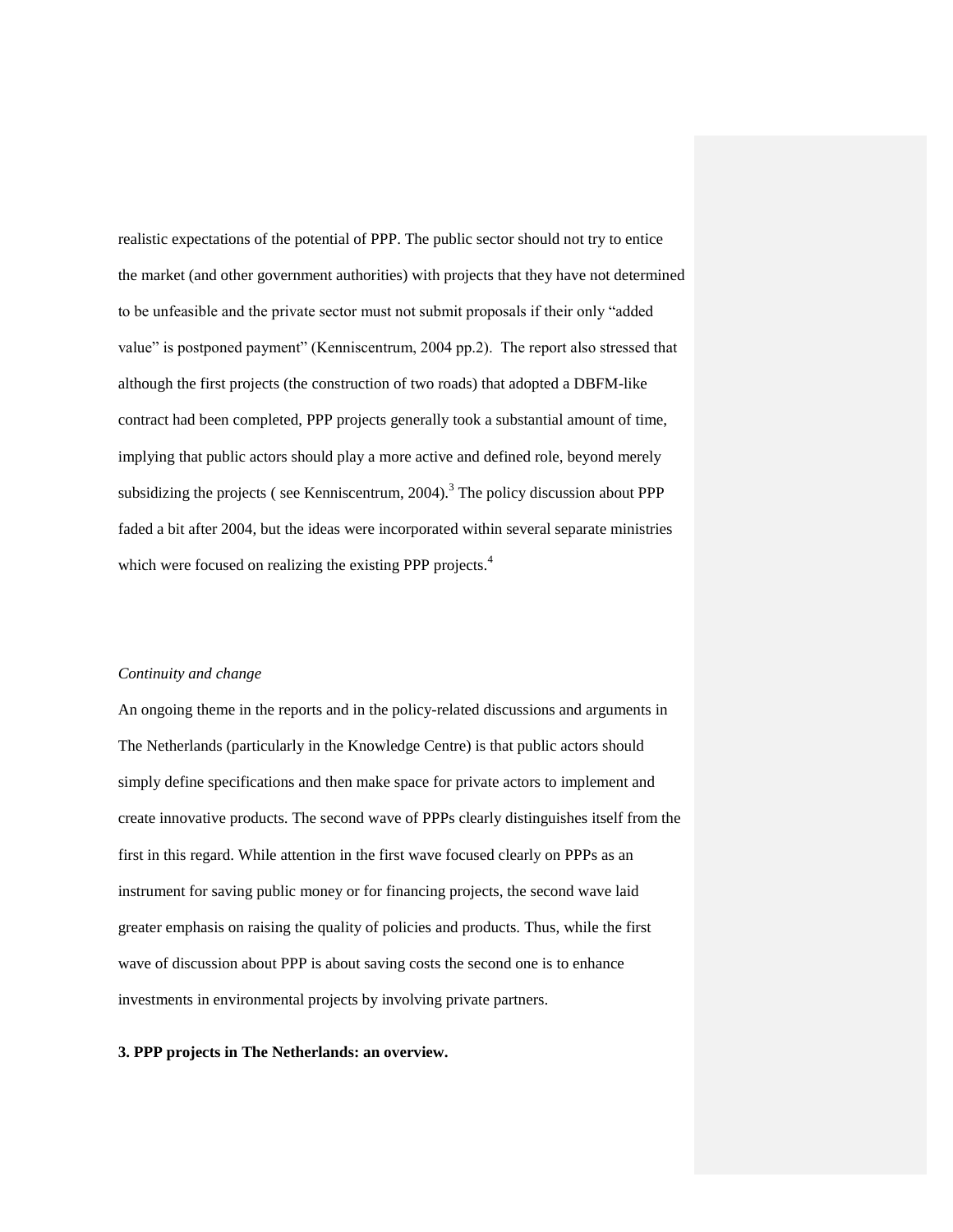realistic expectations of the potential of PPP. The public sector should not try to entice the market (and other government authorities) with projects that they have not determined to be unfeasible and the private sector must not submit proposals if their only "added value" is postponed payment" (Kenniscentrum, 2004 pp.2). The report also stressed that although the first projects (the construction of two roads) that adopted a DBFM-like contract had been completed, PPP projects generally took a substantial amount of time, implying that public actors should play a more active and defined role, beyond merely subsidizing the projects ( see Kenniscentrum, 2004).[3] The policy discussion about PPP faded a bit after 2004, but the ideas were incorporated within several separate ministries which were focused on realizing the existing PPP projects.[4]

*Continuity and change*

An ongoing theme in the reports and in the policy-related discussions and arguments in The Netherlands (particularly in the Knowledge Centre) is that public actors should simply define specifications and then make space for private actors to implement and create innovative products. The second wave of PPPs clearly distinguishes itself from the first in this regard. While attention in the first wave focused clearly on PPPs as an instrument for saving public money or for financing projects, the second wave laid greater emphasis on raising the quality of policies and products. Thus, while the first wave of discussion about PPP is about saving costs the second one is to enhance investments in environmental projects by involving private partners.

**3. PPP projects in The Netherlands: an overview.**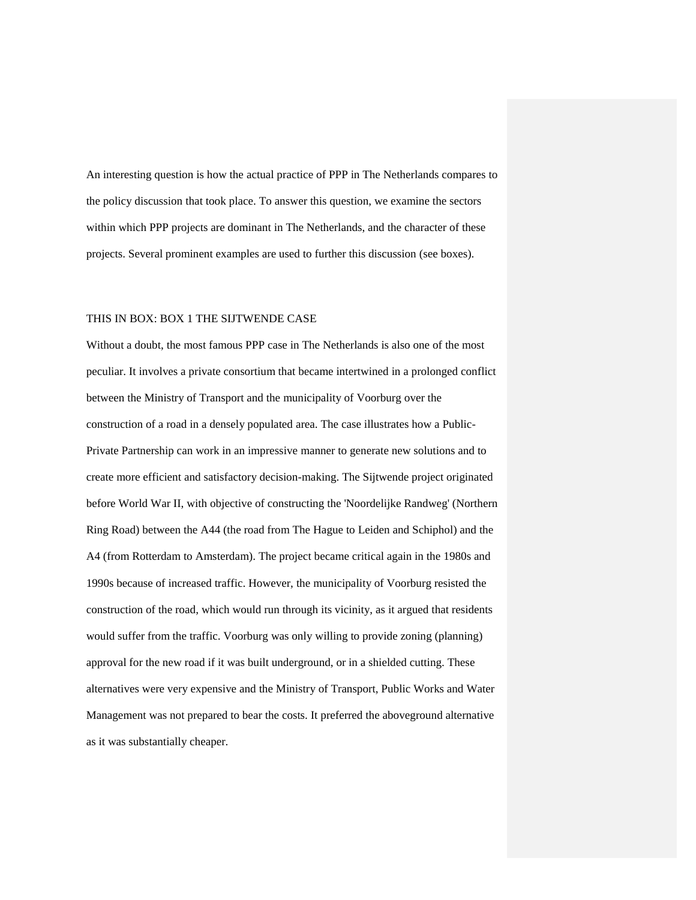An interesting question is how the actual practice of PPP in The Netherlands compares to the policy discussion that took place. To answer this question, we examine the sectors within which PPP projects are dominant in The Netherlands, and the character of these projects. Several prominent examples are used to further this discussion (see boxes).

THIS IN BOX: BOX 1 THE SIJTWENDE CASE

Without a doubt, the most famous PPP case in The Netherlands is also one of the most peculiar. It involves a private consortium that became intertwined in a prolonged conflict between the Ministry of Transport and the municipality of Voorburg over the construction of a road in a densely populated area. The case illustrates how a Public-Private Partnership can work in an impressive manner to generate new solutions and to create more efficient and satisfactory decision-making. The Sijtwende project originated before World War II, with objective of constructing the 'Noordelijke Randweg' (Northern Ring Road) between the A44 (the road from The Hague to Leiden and Schiphol) and the A4 (from Rotterdam to Amsterdam). The project became critical again in the 1980s and 1990s because of increased traffic. However, the municipality of Voorburg resisted the construction of the road, which would run through its vicinity, as it argued that residents would suffer from the traffic. Voorburg was only willing to provide zoning (planning) approval for the new road if it was built underground, or in a shielded cutting. These alternatives were very expensive and the Ministry of Transport, Public Works and Water Management was not prepared to bear the costs. It preferred the aboveground alternative as it was substantially cheaper.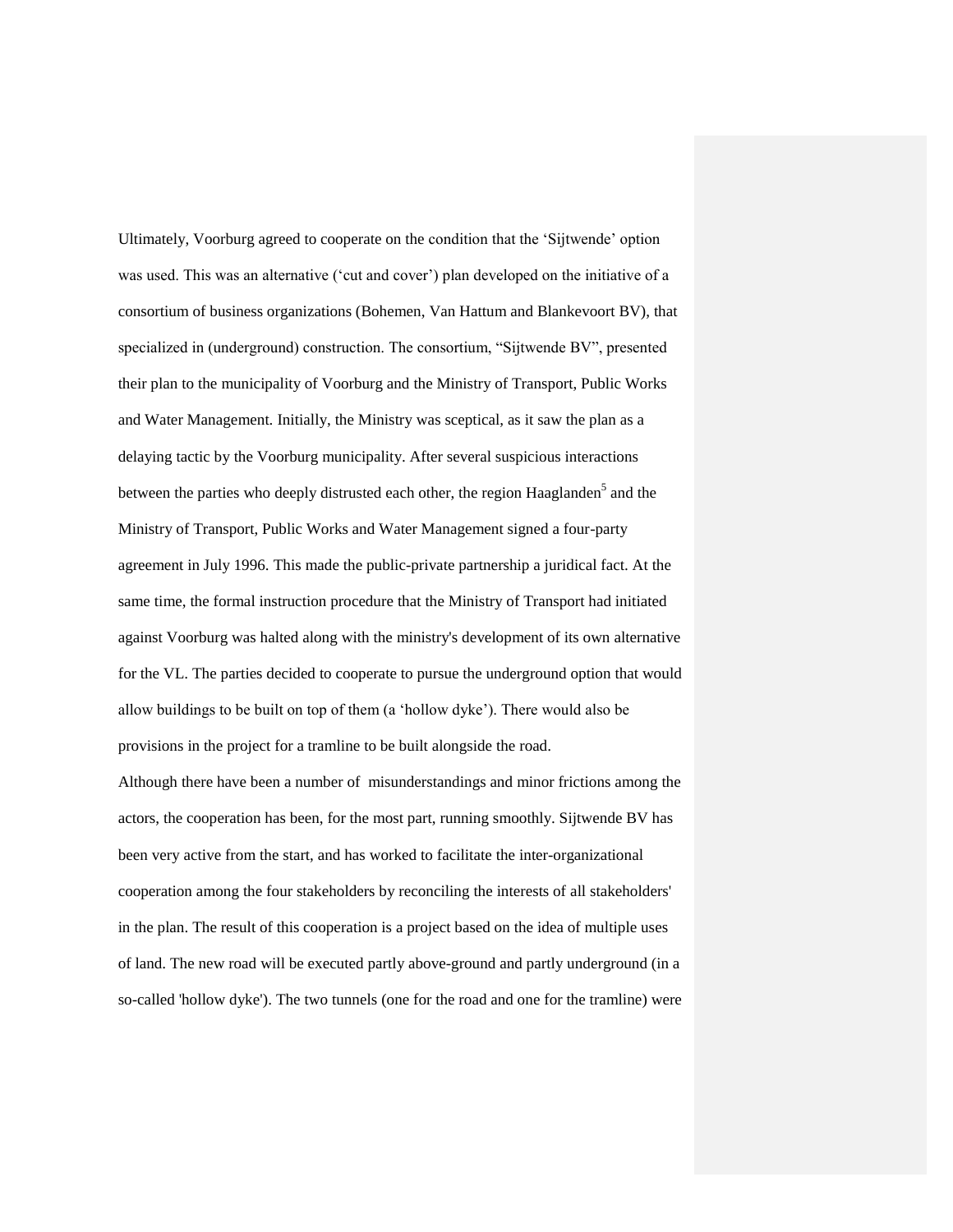Ultimately, Voorburg agreed to cooperate on the condition that the 'Sijtwende' option was used. This was an alternative ('cut and cover') plan developed on the initiative of a consortium of business organizations (Bohemen, Van Hattum and Blankevoort BV), that specialized in (underground) construction. The consortium, "Sijtwende BV", presented their plan to the municipality of Voorburg and the Ministry of Transport, Public Works and Water Management. Initially, the Ministry was sceptical, as it saw the plan as a delaying tactic by the Voorburg municipality. After several suspicious interactions between the parties who deeply distrusted each other, the region Haaglanden[5] and the Ministry of Transport, Public Works and Water Management signed a four-party agreement in July 1996. This made the public-private partnership a juridical fact. At the same time, the formal instruction procedure that the Ministry of Transport had initiated against Voorburg was halted along with the ministry's development of its own alternative for the VL. The parties decided to cooperate to pursue the underground option that would allow buildings to be built on top of them (a 'hollow dyke'). There would also be provisions in the project for a tramline to be built alongside the road.

Although there have been a number of misunderstandings and minor frictions among the actors, the cooperation has been, for the most part, running smoothly. Sijtwende BV has been very active from the start, and has worked to facilitate the inter-organizational cooperation among the four stakeholders by reconciling the interests of all stakeholders' in the plan. The result of this cooperation is a project based on the idea of multiple uses of land. The new road will be executed partly above-ground and partly underground (in a so-called 'hollow dyke'). The two tunnels (one for the road and one for the tramline) were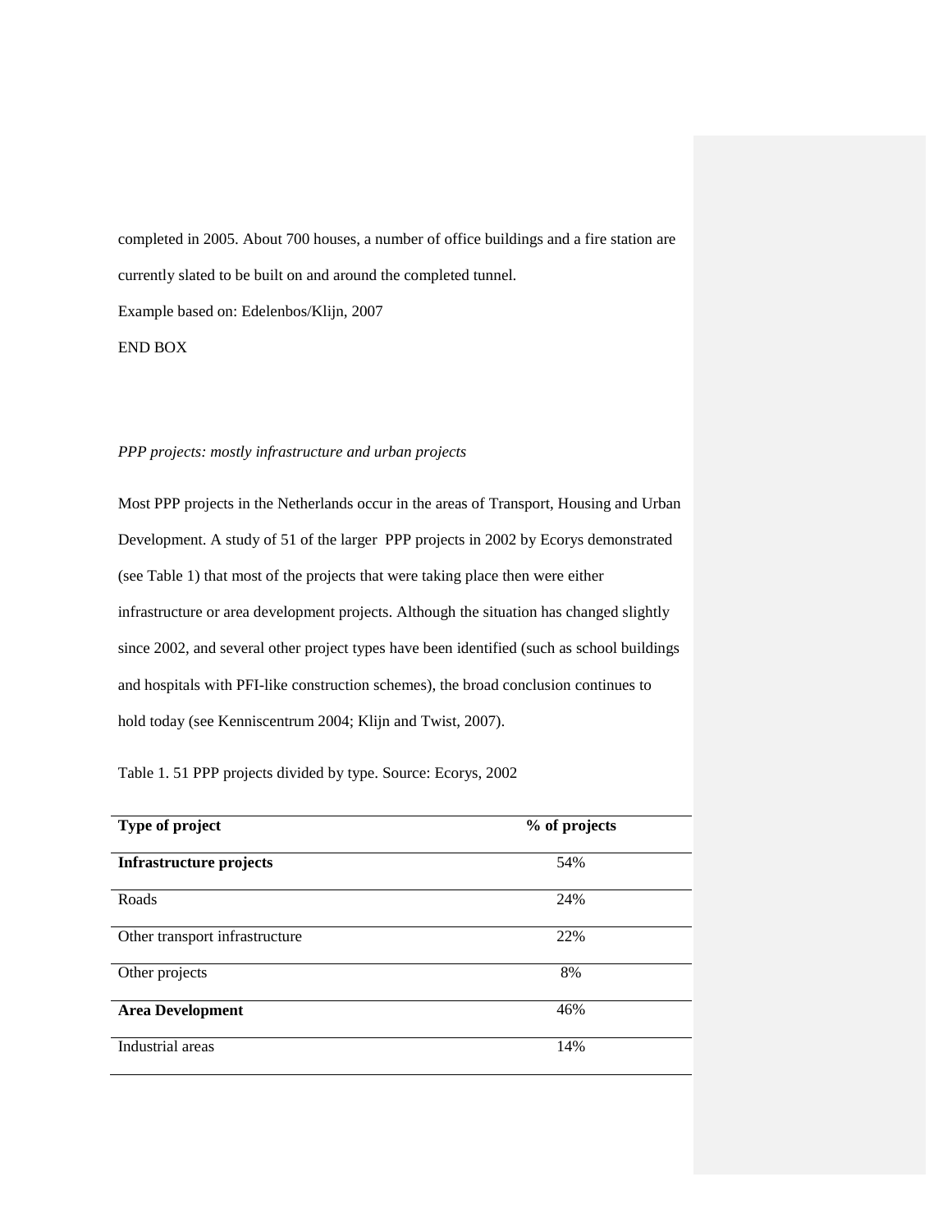completed in 2005. About 700 houses, a number of office buildings and a fire station are currently slated to be built on and around the completed tunnel.

Example based on: Edelenbos/Klijn, 2007

END BOX

*PPP projects: mostly infrastructure and urban projects*

Most PPP projects in the Netherlands occur in the areas of Transport, Housing and Urban Development. A study of 51 of the larger PPP projects in 2002 by Ecorys demonstrated (see Table 1) that most of the projects that were taking place then were either infrastructure or area development projects. Although the situation has changed slightly since 2002, and several other project types have been identified (such as school buildings and hospitals with PFI-like construction schemes), the broad conclusion continues to hold today (see Kenniscentrum 2004; Klijn and Twist, 2007).

Table 1. 51 PPP projects divided by type. Source: Ecorys, 2002

| Type of project | % of projects |
|---|---|
| **Infrastructure projects** | 54% |
| Roads | 24% |
| Other transport infrastructure | 22% |
| Other projects | 8% |
| **Area Development** | 46% |
| Industrial areas | 14% |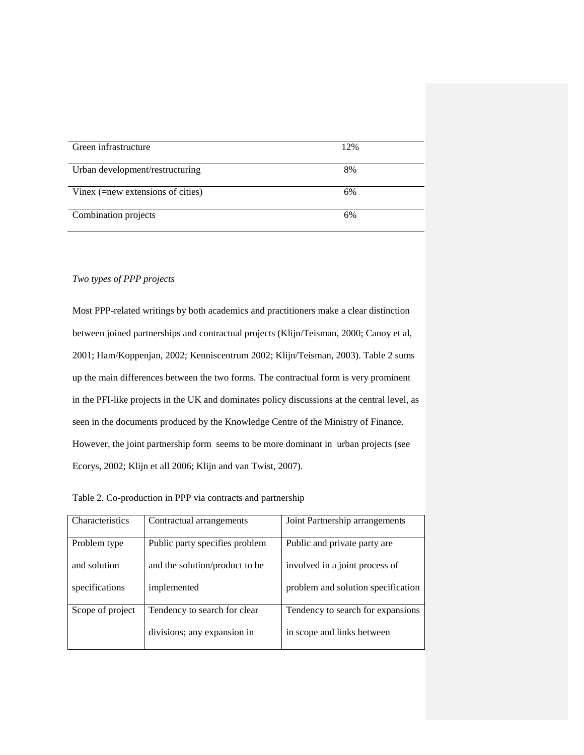| | |
|---|---|
| Green infrastructure | 12% |
| Urban development/restructuring | 8% |
| Vinex (=new extensions of cities) | 6% |
| Combination projects | 6% |

*Two types of PPP projects*

Most PPP-related writings by both academics and practitioners make a clear distinction between joined partnerships and contractual projects (Klijn/Teisman, 2000; Canoy et al, 2001; Ham/Koppenjan, 2002; Kenniscentrum 2002; Klijn/Teisman, 2003). Table 2 sums up the main differences between the two forms. The contractual form is very prominent in the PFI-like projects in the UK and dominates policy discussions at the central level, as seen in the documents produced by the Knowledge Centre of the Ministry of Finance. However, the joint partnership form seems to be more dominant in urban projects (see Ecorys, 2002; Klijn et all 2006; Klijn and van Twist, 2007).

Table 2. Co-production in PPP via contracts and partnership

| Characteristics | Contractual arrangements | Joint Partnership arrangements |
|---|---|---|
| Problem type and solution specifications | Public party specifies problem and the solution/product to be implemented | Public and private party are involved in a joint process of problem and solution specification |
| Scope of project | Tendency to search for clear divisions; any expansion in | Tendency to search for expansions in scope and links between |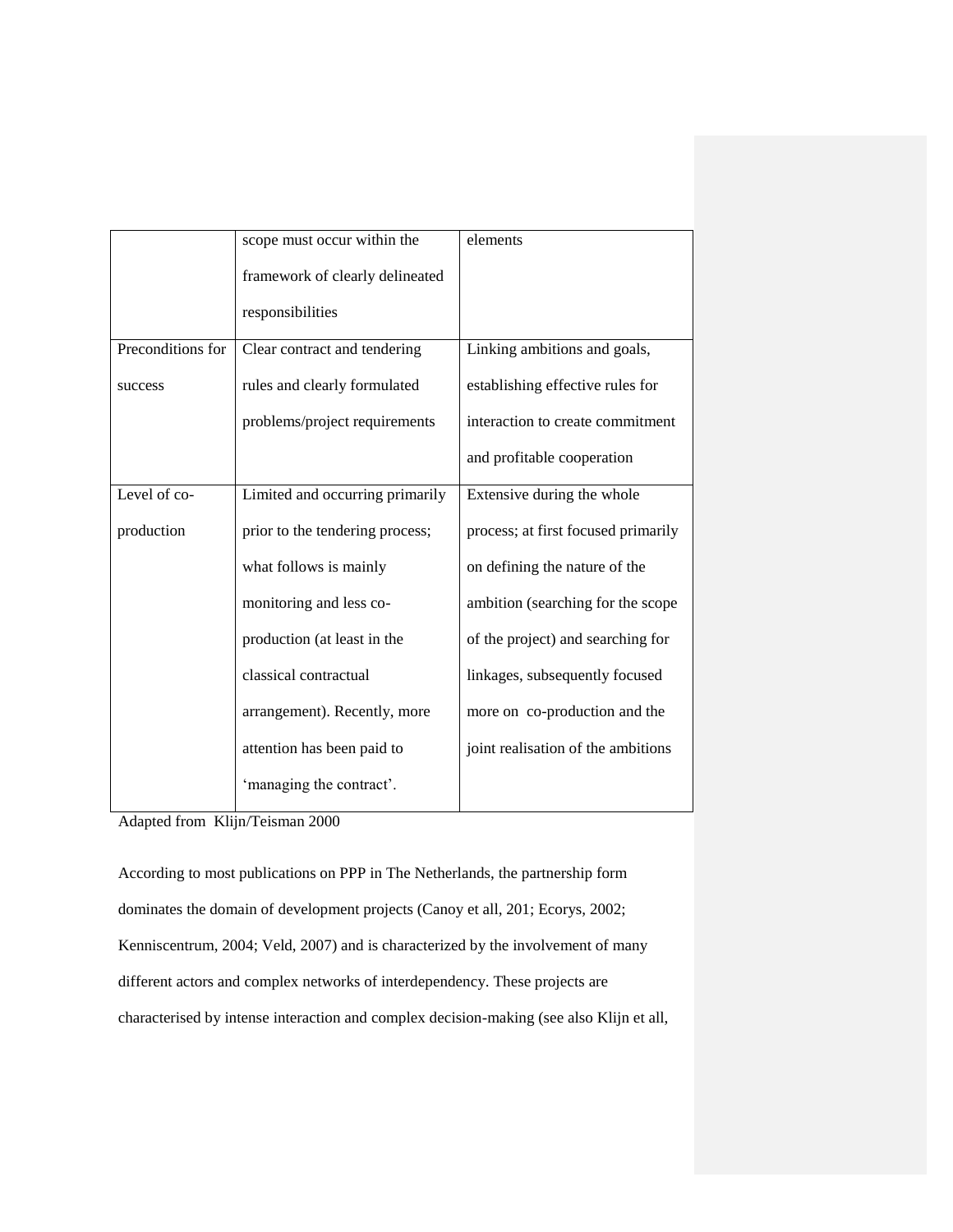| | | |
|---|---|---|
| | scope must occur within the framework of clearly delineated responsibilities | elements |
| Preconditions for success | Clear contract and tendering rules and clearly formulated problems/project requirements | Linking ambitions and goals, establishing effective rules for interaction to create commitment and profitable cooperation |
| Level of co-production | Limited and occurring primarily prior to the tendering process; what follows is mainly monitoring and less co-production (at least in the classical contractual arrangement). Recently, more attention has been paid to 'managing the contract'. | Extensive during the whole process; at first focused primarily on defining the nature of the ambition (searching for the scope of the project) and searching for linkages, subsequently focused more on co-production and the joint realisation of the ambitions |

Adapted from Klijn/Teisman 2000

According to most publications on PPP in The Netherlands, the partnership form dominates the domain of development projects (Canoy et all, 201; Ecorys, 2002; Kenniscentrum, 2004; Veld, 2007) and is characterized by the involvement of many different actors and complex networks of interdependency. These projects are characterised by intense interaction and complex decision-making (see also Klijn et all,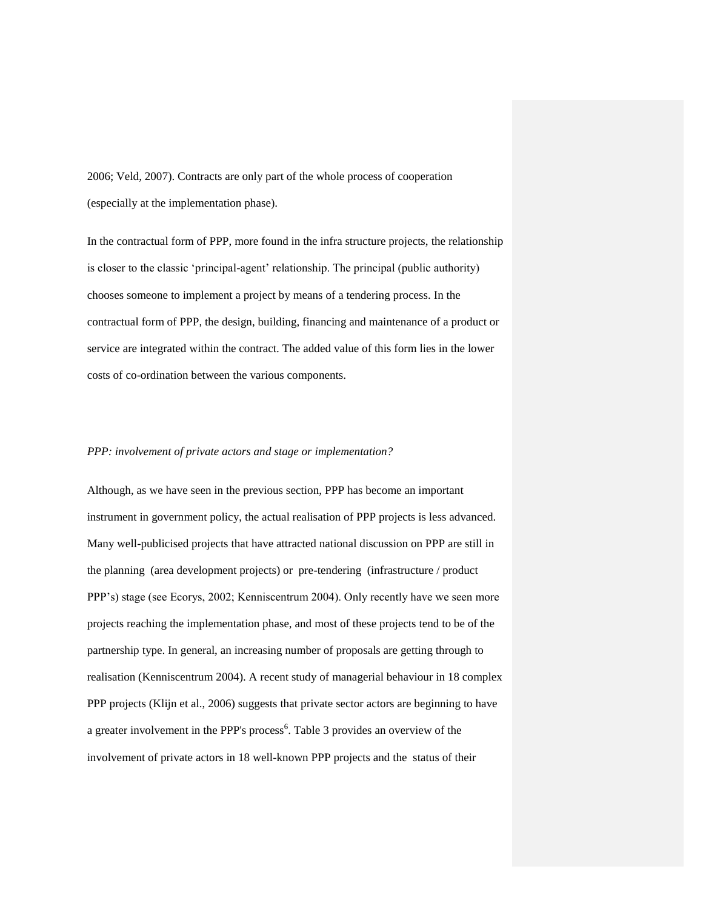2006; Veld, 2007). Contracts are only part of the whole process of cooperation (especially at the implementation phase).

In the contractual form of PPP, more found in the infra structure projects, the relationship is closer to the classic 'principal-agent' relationship. The principal (public authority) chooses someone to implement a project by means of a tendering process. In the contractual form of PPP, the design, building, financing and maintenance of a product or service are integrated within the contract. The added value of this form lies in the lower costs of co-ordination between the various components.

*PPP: involvement of private actors and stage or implementation?*

Although, as we have seen in the previous section, PPP has become an important instrument in government policy, the actual realisation of PPP projects is less advanced. Many well-publicised projects that have attracted national discussion on PPP are still in the planning (area development projects) or pre-tendering (infrastructure / product PPP's) stage (see Ecorys, 2002; Kenniscentrum 2004). Only recently have we seen more projects reaching the implementation phase, and most of these projects tend to be of the partnership type. In general, an increasing number of proposals are getting through to realisation (Kenniscentrum 2004). A recent study of managerial behaviour in 18 complex PPP projects (Klijn et al., 2006) suggests that private sector actors are beginning to have a greater involvement in the PPP's process[6]. Table 3 provides an overview of the involvement of private actors in 18 well-known PPP projects and the status of their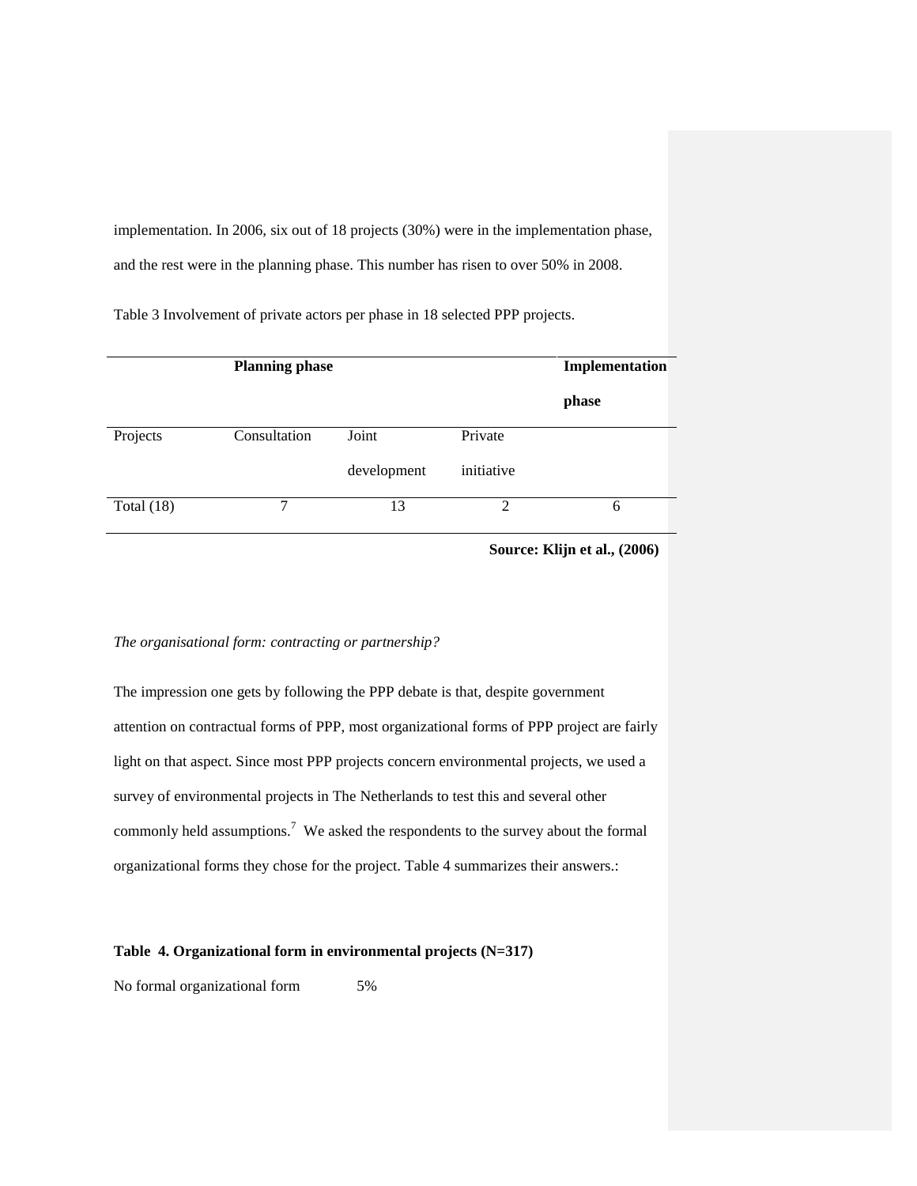implementation. In 2006, six out of 18 projects (30%) were in the implementation phase, and the rest were in the planning phase. This number has risen to over 50% in 2008.

Table 3 Involvement of private actors per phase in 18 selected PPP projects.

| | **Planning phase** | | | **Implementation phase** |
|---|---|---|---|---|
| Projects | Consultation | Joint development | Private initiative | |
| Total (18) | 7 | 13 | 2 | 6 |

**Source: Klijn et al., (2006)**

*The organisational form: contracting or partnership?*

The impression one gets by following the PPP debate is that, despite government attention on contractual forms of PPP, most organizational forms of PPP project are fairly light on that aspect. Since most PPP projects concern environmental projects, we used a survey of environmental projects in The Netherlands to test this and several other commonly held assumptions.[7] We asked the respondents to the survey about the formal organizational forms they chose for the project. Table 4 summarizes their answers.:

**Table 4. Organizational form in environmental projects (N=317)**

| | |
|---|---|
| No formal organizational form | 5% |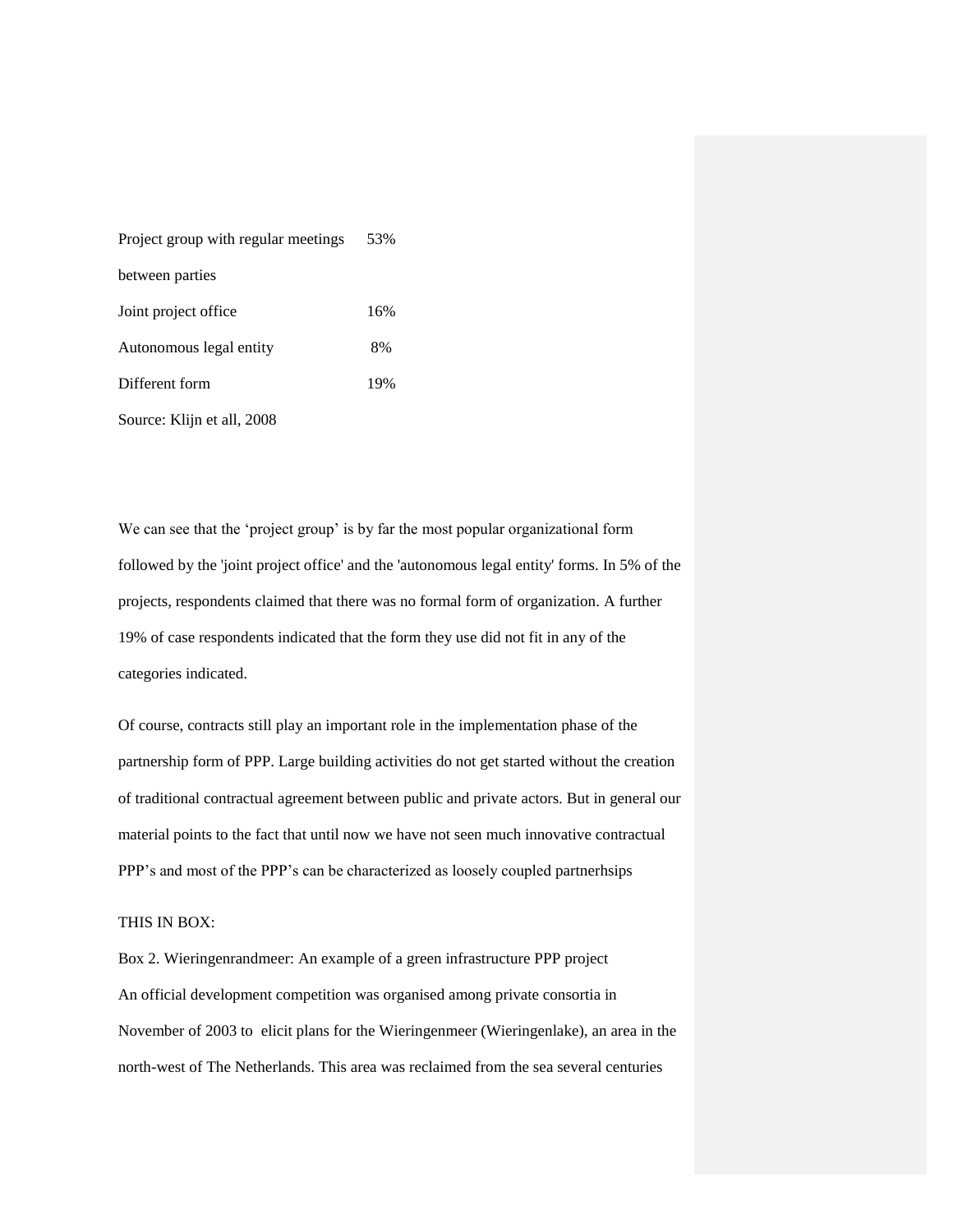| | |
|---|---|
| Project group with regular meetings between parties | 53% |
| Joint project office | 16% |
| Autonomous legal entity | 8% |
| Different form | 19% |

Source: Klijn et all, 2008

We can see that the 'project group' is by far the most popular organizational form followed by the 'joint project office' and the 'autonomous legal entity' forms. In 5% of the projects, respondents claimed that there was no formal form of organization. A further 19% of case respondents indicated that the form they use did not fit in any of the categories indicated.

Of course, contracts still play an important role in the implementation phase of the partnership form of PPP. Large building activities do not get started without the creation of traditional contractual agreement between public and private actors. But in general our material points to the fact that until now we have not seen much innovative contractual PPP's and most of the PPP's can be characterized as loosely coupled partnerhsips

THIS IN BOX:

Box 2. Wieringenrandmeer: An example of a green infrastructure PPP project

An official development competition was organised among private consortia in November of 2003 to elicit plans for the Wieringenmeer (Wieringenlake), an area in the north-west of The Netherlands. This area was reclaimed from the sea several centuries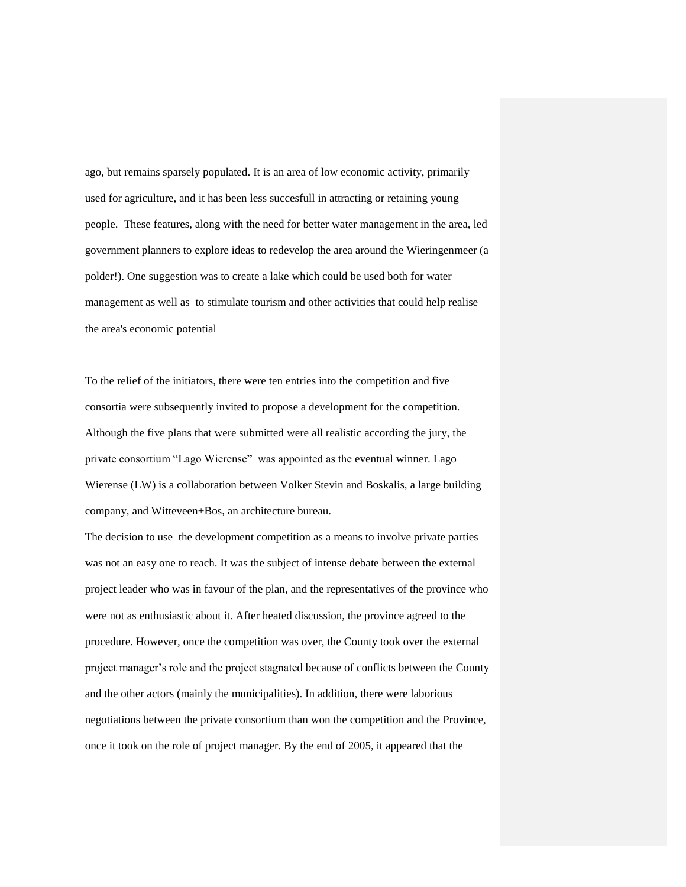ago, but remains sparsely populated. It is an area of low economic activity, primarily used for agriculture, and it has been less succesfull in attracting or retaining young people.  These features, along with the need for better water management in the area, led government planners to explore ideas to redevelop the area around the Wieringenmeer (a polder!). One suggestion was to create a lake which could be used both for water management as well as  to stimulate tourism and other activities that could help realise the area's economic potential

To the relief of the initiators, there were ten entries into the competition and five consortia were subsequently invited to propose a development for the competition. Although the five plans that were submitted were all realistic according the jury, the private consortium "Lago Wierense"  was appointed as the eventual winner. Lago Wierense (LW) is a collaboration between Volker Stevin and Boskalis, a large building company, and Witteveen+Bos, an architecture bureau.

The decision to use  the development competition as a means to involve private parties was not an easy one to reach. It was the subject of intense debate between the external project leader who was in favour of the plan, and the representatives of the province who were not as enthusiastic about it. After heated discussion, the province agreed to the procedure. However, once the competition was over, the County took over the external project manager's role and the project stagnated because of conflicts between the County and the other actors (mainly the municipalities). In addition, there were laborious negotiations between the private consortium than won the competition and the Province, once it took on the role of project manager. By the end of 2005, it appeared that the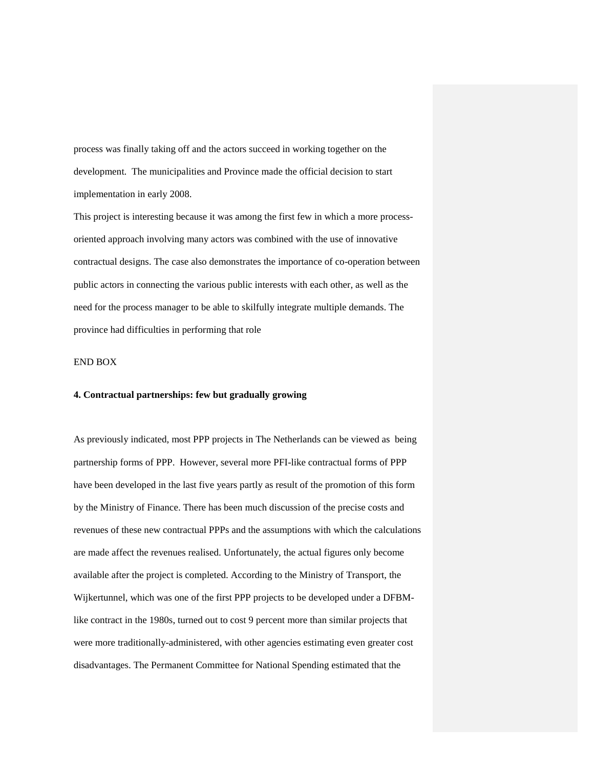process was finally taking off and the actors succeed in working together on the development. The municipalities and Province made the official decision to start implementation in early 2008.

This project is interesting because it was among the first few in which a more process-oriented approach involving many actors was combined with the use of innovative contractual designs. The case also demonstrates the importance of co-operation between public actors in connecting the various public interests with each other, as well as the need for the process manager to be able to skilfully integrate multiple demands. The province had difficulties in performing that role

END BOX

**4. Contractual partnerships: few but gradually growing**

As previously indicated, most PPP projects in The Netherlands can be viewed as being partnership forms of PPP. However, several more PFI-like contractual forms of PPP have been developed in the last five years partly as result of the promotion of this form by the Ministry of Finance. There has been much discussion of the precise costs and revenues of these new contractual PPPs and the assumptions with which the calculations are made affect the revenues realised. Unfortunately, the actual figures only become available after the project is completed. According to the Ministry of Transport, the Wijkertunnel, which was one of the first PPP projects to be developed under a DFBM-like contract in the 1980s, turned out to cost 9 percent more than similar projects that were more traditionally-administered, with other agencies estimating even greater cost disadvantages. The Permanent Committee for National Spending estimated that the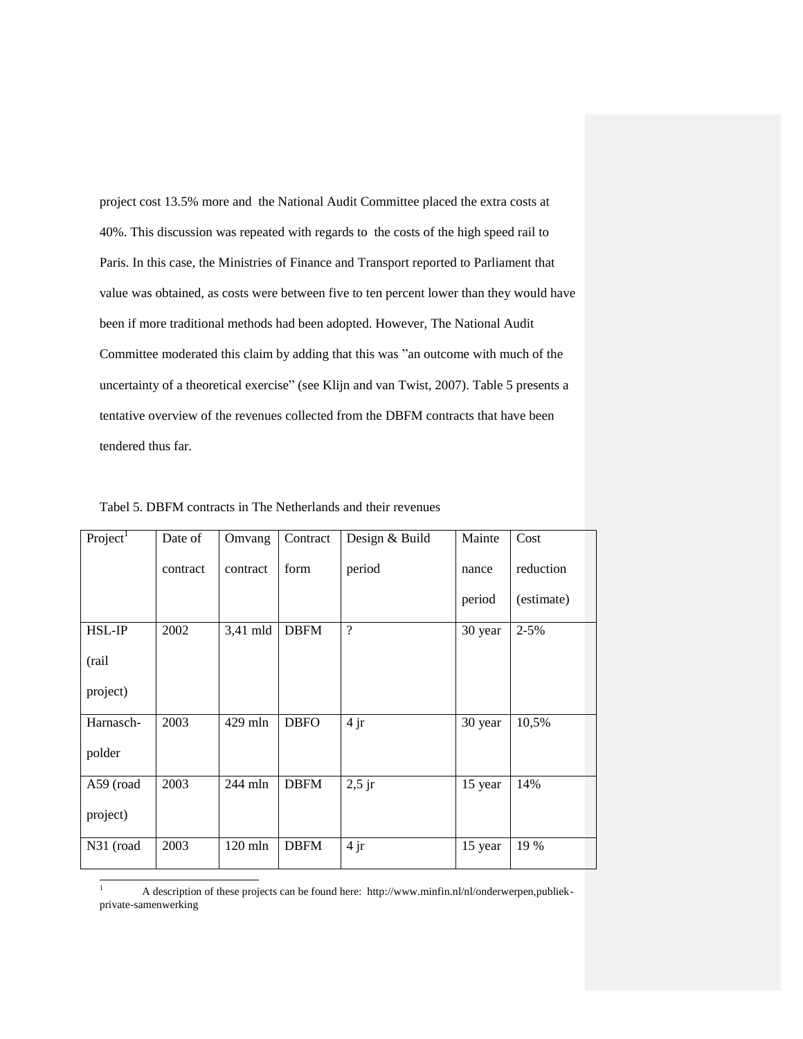project cost 13.5% more and the National Audit Committee placed the extra costs at 40%. This discussion was repeated with regards to the costs of the high speed rail to Paris. In this case, the Ministries of Finance and Transport reported to Parliament that value was obtained, as costs were between five to ten percent lower than they would have been if more traditional methods had been adopted. However, The National Audit Committee moderated this claim by adding that this was "an outcome with much of the uncertainty of a theoretical exercise" (see Klijn and van Twist, 2007). Table 5 presents a tentative overview of the revenues collected from the DBFM contracts that have been tendered thus far.

Tabel 5. DBFM contracts in The Netherlands and their revenues

| Project[1] | Date of contract | Omvang contract | Contract form | Design & Build period | Maintenance period | Cost reduction (estimate) |
|---|---|---|---|---|---|---|
| HSL-IP (rail project) | 2002 | 3,41 mld | DBFM | ? | 30 year | 2-5% |
| Harnasch-polder | 2003 | 429 mln | DBFO | 4 jr | 30 year | 10,5% |
| A59 (road project) | 2003 | 244 mln | DBFM | 2,5 jr | 15 year | 14% |
| N31 (road | 2003 | 120 mln | DBFM | 4 jr | 15 year | 19 % |

[1] A description of these projects can be found here: http://www.minfin.nl/nl/onderwerpen,publiek-private-samenwerking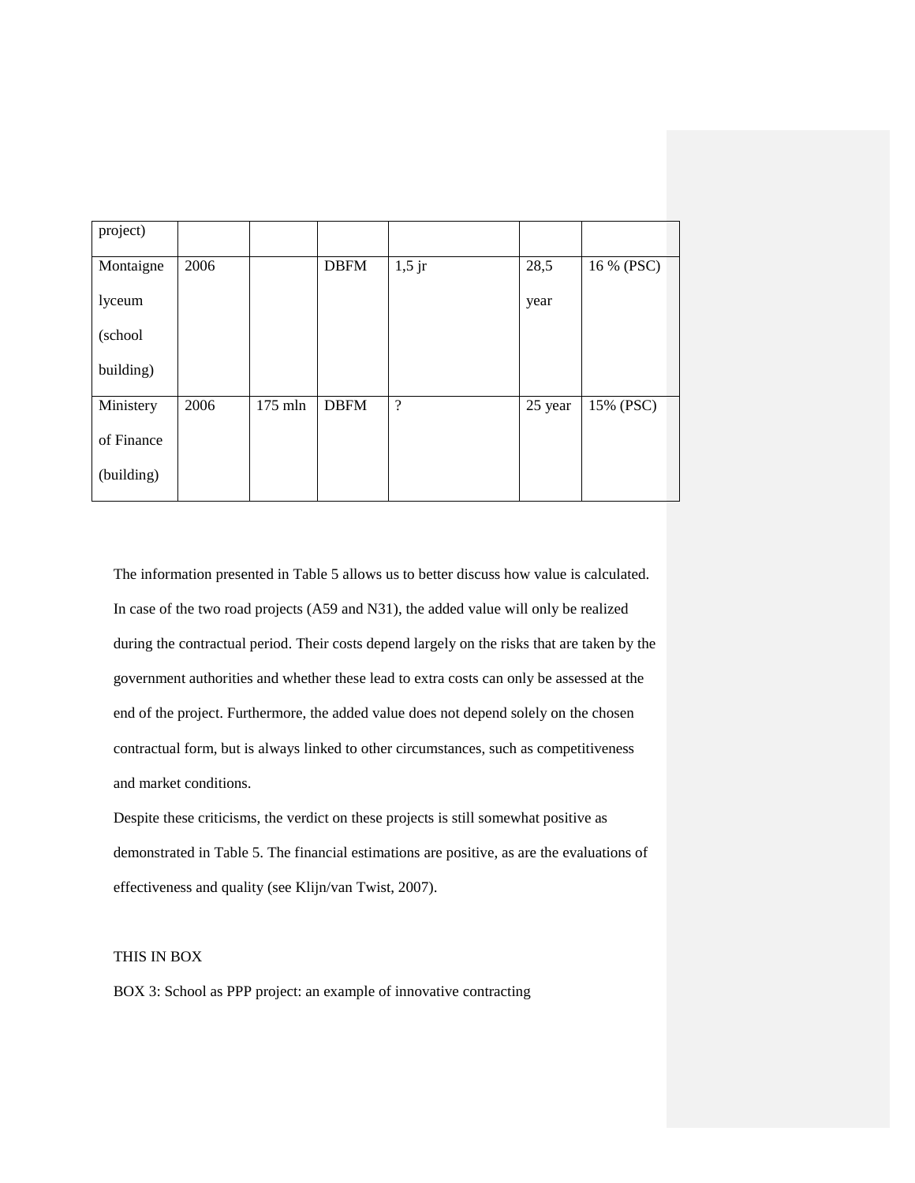| project) | | | | | | |
|---|---|---|---|---|---|---|
| Montaigne lyceum (school building) | 2006 | | DBFM | 1,5 jr | 28,5 year | 16 % (PSC) |
| Ministery of Finance (building) | 2006 | 175 mln | DBFM | ? | 25 year | 15% (PSC) |

The information presented in Table 5 allows us to better discuss how value is calculated. In case of the two road projects (A59 and N31), the added value will only be realized during the contractual period. Their costs depend largely on the risks that are taken by the government authorities and whether these lead to extra costs can only be assessed at the end of the project. Furthermore, the added value does not depend solely on the chosen contractual form, but is always linked to other circumstances, such as competitiveness and market conditions.

Despite these criticisms, the verdict on these projects is still somewhat positive as demonstrated in Table 5. The financial estimations are positive, as are the evaluations of effectiveness and quality (see Klijn/van Twist, 2007).

THIS IN BOX

BOX 3: School as PPP project: an example of innovative contracting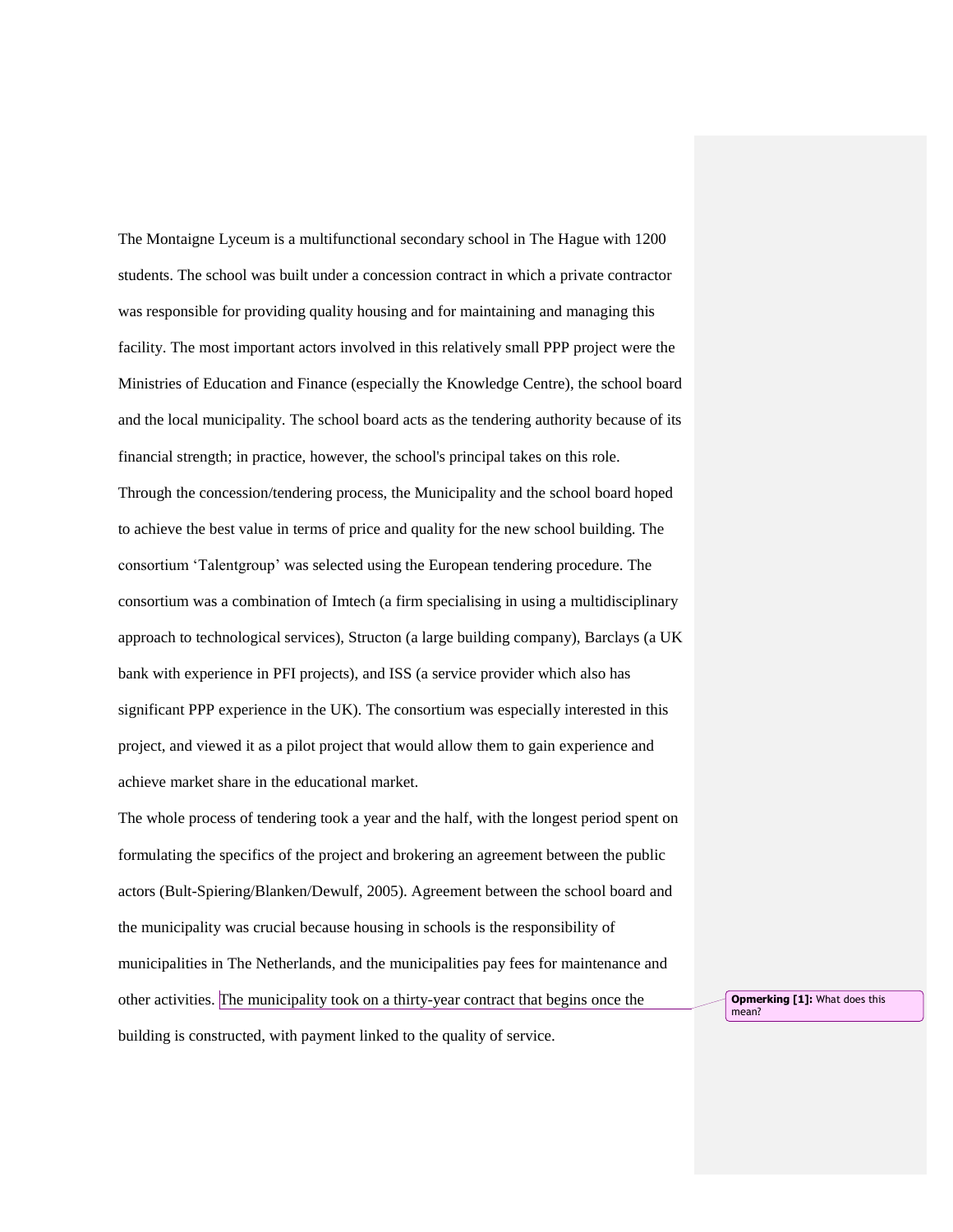The Montaigne Lyceum is a multifunctional secondary school in The Hague with 1200 students. The school was built under a concession contract in which a private contractor was responsible for providing quality housing and for maintaining and managing this facility. The most important actors involved in this relatively small PPP project were the Ministries of Education and Finance (especially the Knowledge Centre), the school board and the local municipality. The school board acts as the tendering authority because of its financial strength; in practice, however, the school's principal takes on this role. Through the concession/tendering process, the Municipality and the school board hoped to achieve the best value in terms of price and quality for the new school building. The consortium 'Talentgroup' was selected using the European tendering procedure. The consortium was a combination of Imtech (a firm specialising in using a multidisciplinary approach to technological services), Structon (a large building company), Barclays (a UK bank with experience in PFI projects), and ISS (a service provider which also has significant PPP experience in the UK). The consortium was especially interested in this project, and viewed it as a pilot project that would allow them to gain experience and achieve market share in the educational market.

The whole process of tendering took a year and the half, with the longest period spent on formulating the specifics of the project and brokering an agreement between the public actors (Bult-Spiering/Blanken/Dewulf, 2005). Agreement between the school board and the municipality was crucial because housing in schools is the responsibility of municipalities in The Netherlands, and the municipalities pay fees for maintenance and other activities. The municipality took on a thirty-year contract that begins once the building is constructed, with payment linked to the quality of service.

**Opmerking [1]:** What does this mean?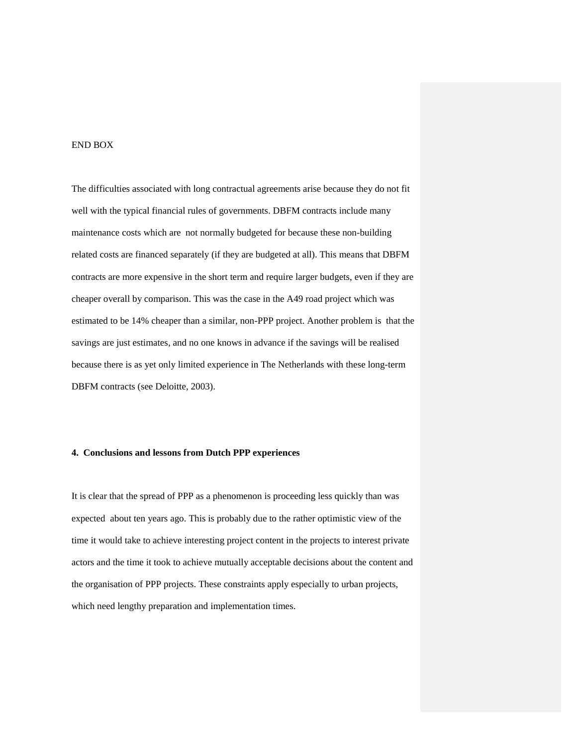END BOX

The difficulties associated with long contractual agreements arise because they do not fit well with the typical financial rules of governments. DBFM contracts include many maintenance costs which are not normally budgeted for because these non-building related costs are financed separately (if they are budgeted at all). This means that DBFM contracts are more expensive in the short term and require larger budgets, even if they are cheaper overall by comparison. This was the case in the A49 road project which was estimated to be 14% cheaper than a similar, non-PPP project. Another problem is that the savings are just estimates, and no one knows in advance if the savings will be realised because there is as yet only limited experience in The Netherlands with these long-term DBFM contracts (see Deloitte, 2003).

## 4. Conclusions and lessons from Dutch PPP experiences

It is clear that the spread of PPP as a phenomenon is proceeding less quickly than was expected about ten years ago. This is probably due to the rather optimistic view of the time it would take to achieve interesting project content in the projects to interest private actors and the time it took to achieve mutually acceptable decisions about the content and the organisation of PPP projects. These constraints apply especially to urban projects, which need lengthy preparation and implementation times.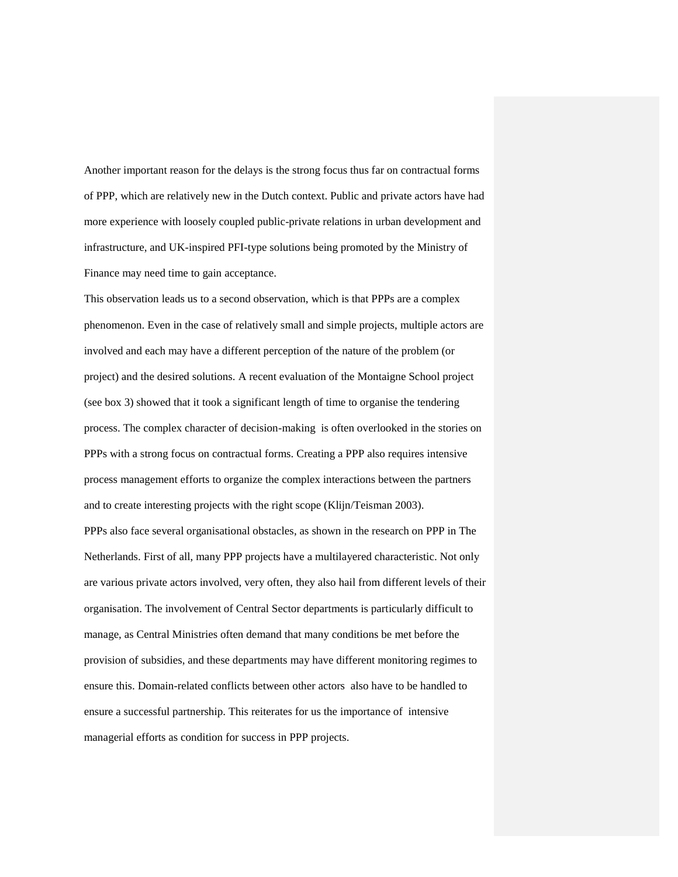Another important reason for the delays is the strong focus thus far on contractual forms of PPP, which are relatively new in the Dutch context. Public and private actors have had more experience with loosely coupled public-private relations in urban development and infrastructure, and UK-inspired PFI-type solutions being promoted by the Ministry of Finance may need time to gain acceptance.

This observation leads us to a second observation, which is that PPPs are a complex phenomenon. Even in the case of relatively small and simple projects, multiple actors are involved and each may have a different perception of the nature of the problem (or project) and the desired solutions. A recent evaluation of the Montaigne School project (see box 3) showed that it took a significant length of time to organise the tendering process. The complex character of decision-making is often overlooked in the stories on PPPs with a strong focus on contractual forms. Creating a PPP also requires intensive process management efforts to organize the complex interactions between the partners and to create interesting projects with the right scope (Klijn/Teisman 2003).

PPPs also face several organisational obstacles, as shown in the research on PPP in The Netherlands. First of all, many PPP projects have a multilayered characteristic. Not only are various private actors involved, very often, they also hail from different levels of their organisation. The involvement of Central Sector departments is particularly difficult to manage, as Central Ministries often demand that many conditions be met before the provision of subsidies, and these departments may have different monitoring regimes to ensure this. Domain-related conflicts between other actors also have to be handled to ensure a successful partnership. This reiterates for us the importance of intensive managerial efforts as condition for success in PPP projects.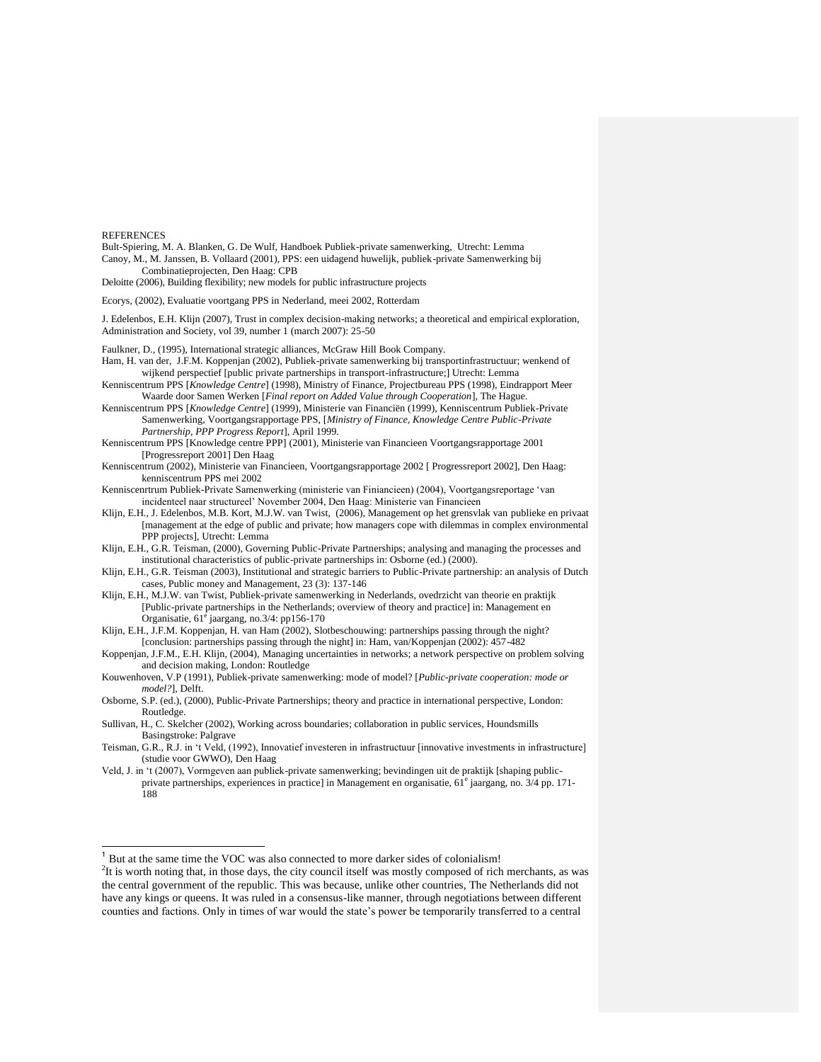REFERENCES

Bult-Spiering, M. A. Blanken, G. De Wulf, Handboek Publiek-private samenwerking, Utrecht: Lemma

Canoy, M., M. Janssen, B. Vollaard (2001), PPS: een uidagend huwelijk, publiek-private Samenwerking bij Combinatieprojecten, Den Haag: CPB

Deloitte (2006), Building flexibility; new models for public infrastructure projects

Ecorys, (2002), Evaluatie voortgang PPS in Nederland, meei 2002, Rotterdam

J. Edelenbos, E.H. Klijn (2007), Trust in complex decision-making networks; a theoretical and empirical exploration, Administration and Society, vol 39, number 1 (march 2007): 25-50

Faulkner, D., (1995), International strategic alliances, McGraw Hill Book Company.

Ham, H. van der, J.F.M. Koppenjan (2002), Publiek-private samenwerking bij transportinfrastructuur; wenkend of wijkend perspectief [public private partnerships in transport-infrastructure;] Utrecht: Lemma

Kenniscentrum PPS [*Knowledge Centre*] (1998), Ministry of Finance, Projectbureau PPS (1998), Eindrapport Meer Waarde door Samen Werken [*Final report on Added Value through Cooperation*], The Hague.

Kenniscentrum PPS [*Knowledge Centre*] (1999), Ministerie van Financiën (1999), Kenniscentrum Publiek-Private Samenwerking, Voortgangsrapportage PPS, [*Ministry of Finance, Knowledge Centre Public-Private Partnership, PPP Progress Report*], April 1999.

Kenniscentrum PPS [Knowledge centre PPP] (2001), Ministerie van Financieen Voortgangsrapportage 2001 [Progressreport 2001] Den Haag

Kenniscentrum (2002), Ministerie van Financieen, Voortgangsrapportage 2002 [ Progressreport 2002], Den Haag: kenniscentrum PPS mei 2002

Kenniscenrtrum Publiek-Private Samenwerking (ministerie van Finiancieen) (2004), Voortgangsreportage 'van incidenteel naar structureel' November 2004, Den Haag: Ministerie van Financieen

Klijn, E.H., J. Edelenbos, M.B. Kort, M.J.W. van Twist, (2006), Management op het grensvlak van publieke en privaat [management at the edge of public and private; how managers cope with dilemmas in complex environmental PPP projects], Utrecht: Lemma

Klijn, E.H., G.R. Teisman, (2000), Governing Public-Private Partnerships; analysing and managing the processes and institutional characteristics of public-private partnerships in: Osborne (ed.) (2000).

Klijn, E.H., G.R. Teisman (2003), Institutional and strategic barriers to Public-Private partnership: an analysis of Dutch cases, Public money and Management, 23 (3): 137-146

Klijn, E.H., M.J.W. van Twist, Publiek-private samenwerking in Nederlands, ovedrzicht van theorie en praktijk [Public-private partnerships in the Netherlands; overview of theory and practice] in: Management en Organisatie, 61e jaargang, no.3/4: pp156-170

Klijn, E.H., J.F.M. Koppenjan, H. van Ham (2002), Slotbeschouwing: partnerships passing through the night? [conclusion: partnerships passing through the night] in: Ham, van/Koppenjan (2002): 457-482

Koppenjan, J.F.M., E.H. Klijn, (2004), Managing uncertainties in networks; a network perspective on problem solving and decision making, London: Routledge

Kouwenhoven, V.P (1991), Publiek-private samenwerking: mode of model? [*Public-private cooperation: mode or model?*], Delft.

Osborne, S.P. (ed.), (2000), Public-Private Partnerships; theory and practice in international perspective, London: Routledge.

Sullivan, H., C. Skelcher (2002), Working across boundaries; collaboration in public services, Houndsmills Basingstroke: Palgrave

Teisman, G.R., R.J. in 't Veld, (1992), Innovatief investeren in infrastructuur [innovative investments in infrastructure] (studie voor GWWO), Den Haag

Veld, J. in 't (2007), Vormgeven aan publiek-private samenwerking; bevindingen uit de praktijk [shaping public-private partnerships, experiences in practice] in Management en organisatie, 61e jaargang, no. 3/4 pp. 171-188

---

[1] But at the same time the VOC was also connected to more darker sides of colonialism!

[2] It is worth noting that, in those days, the city council itself was mostly composed of rich merchants, as was the central government of the republic. This was because, unlike other countries, The Netherlands did not have any kings or queens. It was ruled in a consensus-like manner, through negotiations between different counties and factions. Only in times of war would the state's power be temporarily transferred to a central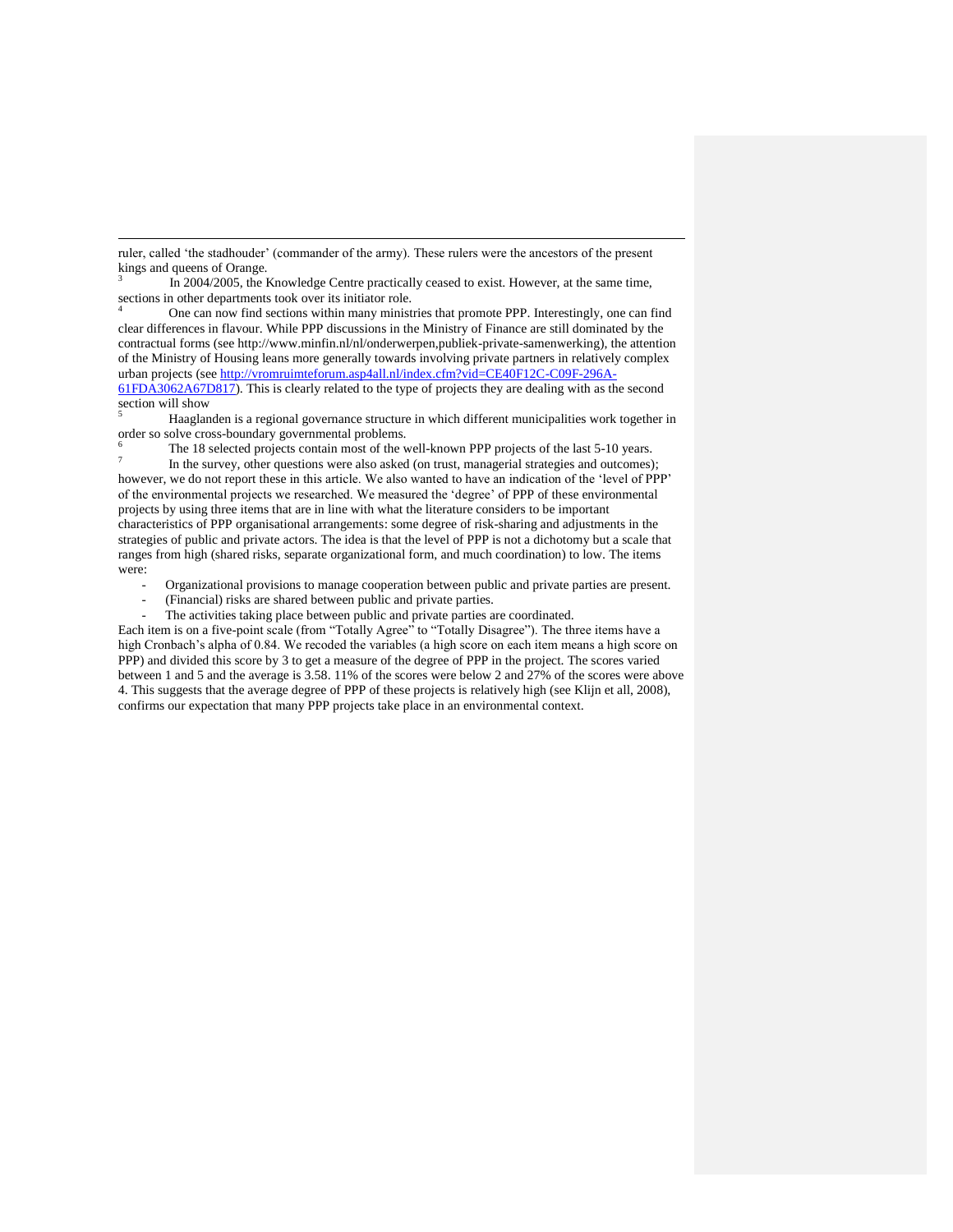ruler, called 'the stadhouder' (commander of the army). These rulers were the ancestors of the present kings and queens of Orange.

[3] In 2004/2005, the Knowledge Centre practically ceased to exist. However, at the same time, sections in other departments took over its initiator role.

[4] One can now find sections within many ministries that promote PPP. Interestingly, one can find clear differences in flavour. While PPP discussions in the Ministry of Finance are still dominated by the contractual forms (see http://www.minfin.nl/nl/onderwerpen,publiek-private-samenwerking), the attention of the Ministry of Housing leans more generally towards involving private partners in relatively complex urban projects (see http://vromruimteforum.asp4all.nl/index.cfm?vid=CE40F12C-C09F-296A-61FDA3062A67D817). This is clearly related to the type of projects they are dealing with as the second section will show

[5] Haaglanden is a regional governance structure in which different municipalities work together in order so solve cross-boundary governmental problems.

[6] The 18 selected projects contain most of the well-known PPP projects of the last 5-10 years.

[7] In the survey, other questions were also asked (on trust, managerial strategies and outcomes); however, we do not report these in this article. We also wanted to have an indication of the 'level of PPP' of the environmental projects we researched. We measured the 'degree' of PPP of these environmental projects by using three items that are in line with what the literature considers to be important characteristics of PPP organisational arrangements: some degree of risk-sharing and adjustments in the strategies of public and private actors. The idea is that the level of PPP is not a dichotomy but a scale that ranges from high (shared risks, separate organizational form, and much coordination) to low. The items were:

- Organizational provisions to manage cooperation between public and private parties are present.
- (Financial) risks are shared between public and private parties.
- The activities taking place between public and private parties are coordinated.

Each item is on a five-point scale (from "Totally Agree" to "Totally Disagree"). The three items have a high Cronbach's alpha of 0.84. We recoded the variables (a high score on each item means a high score on PPP) and divided this score by 3 to get a measure of the degree of PPP in the project. The scores varied between 1 and 5 and the average is 3.58. 11% of the scores were below 2 and 27% of the scores were above 4. This suggests that the average degree of PPP of these projects is relatively high (see Klijn et all, 2008), confirms our expectation that many PPP projects take place in an environmental context.